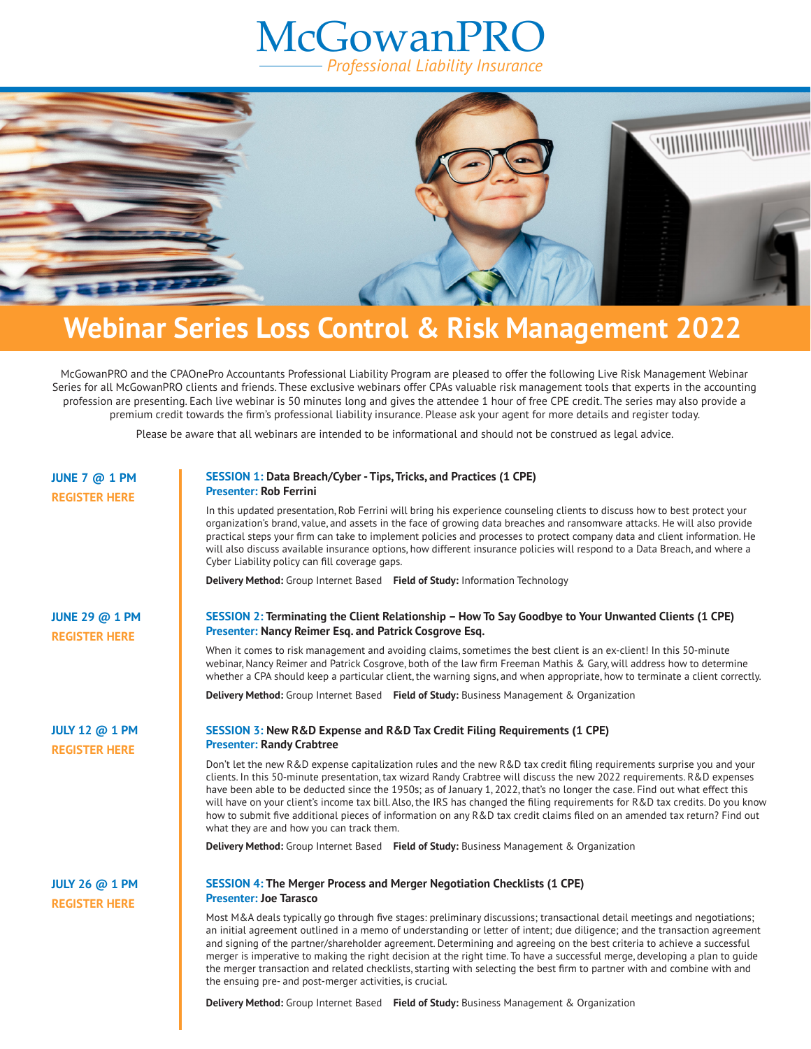# McGowanPRO

*Professional Liability Insurance*

# Webinar Series Loss Control & Risk Management 2022

McGowanPRO and the CPAOnePro Accountants Professional Liability Program are pleased to offer the following Live Risk Management Webinar Series for all McGowanPRO clients and friends. These exclusive webinars offer CPAs valuable risk management tools that experts in the accounting profession are presenting. Each live webinar is 50 minutes long and gives the attendee 1 hour of free CPE credit. The series may also provide a premium credit towards the firm's professional liability insurance. Please ask your agent for more details and register today.

Please be aware that all webinars are intended to be informational and should not be construed as legal advice.

**JUNE 7 @ 1 PM**
**REGISTER HERE**

### SESSION 1: Data Breach/Cyber - Tips, Tricks, and Practices (1 CPE)
**Presenter: Rob Ferrini**

In this updated presentation, Rob Ferrini will bring his experience counseling clients to discuss how to best protect your organization's brand, value, and assets in the face of growing data breaches and ransomware attacks. He will also provide practical steps your firm can take to implement policies and processes to protect company data and client information. He will also discuss available insurance options, how different insurance policies will respond to a Data Breach, and where a Cyber Liability policy can fill coverage gaps.

**Delivery Method:** Group Internet Based **Field of Study:** Information Technology

**JUNE 29 @ 1 PM**
**REGISTER HERE**

### SESSION 2: Terminating the Client Relationship – How To Say Goodbye to Your Unwanted Clients (1 CPE)
**Presenter: Nancy Reimer Esq. and Patrick Cosgrove Esq.**

When it comes to risk management and avoiding claims, sometimes the best client is an ex-client! In this 50-minute webinar, Nancy Reimer and Patrick Cosgrove, both of the law firm Freeman Mathis & Gary, will address how to determine whether a CPA should keep a particular client, the warning signs, and when appropriate, how to terminate a client correctly.

**Delivery Method:** Group Internet Based **Field of Study:** Business Management & Organization

**JULY 12 @ 1 PM**
**REGISTER HERE**

### SESSION 3: New R&D Expense and R&D Tax Credit Filing Requirements (1 CPE)
**Presenter: Randy Crabtree**

Don't let the new R&D expense capitalization rules and the new R&D tax credit filing requirements surprise you and your clients. In this 50-minute presentation, tax wizard Randy Crabtree will discuss the new 2022 requirements. R&D expenses have been able to be deducted since the 1950s; as of January 1, 2022, that's no longer the case. Find out what effect this will have on your client's income tax bill. Also, the IRS has changed the filing requirements for R&D tax credits. Do you know how to submit five additional pieces of information on any R&D tax credit claims filed on an amended tax return? Find out what they are and how you can track them.

**Delivery Method:** Group Internet Based **Field of Study:** Business Management & Organization

**JULY 26 @ 1 PM**
**REGISTER HERE**

### SESSION 4: The Merger Process and Merger Negotiation Checklists (1 CPE)
**Presenter: Joe Tarasco**

Most M&A deals typically go through five stages: preliminary discussions; transactional detail meetings and negotiations; an initial agreement outlined in a memo of understanding or letter of intent; due diligence; and the transaction agreement and signing of the partner/shareholder agreement. Determining and agreeing on the best criteria to achieve a successful merger is imperative to making the right decision at the right time. To have a successful merge, developing a plan to guide the merger transaction and related checklists, starting with selecting the best firm to partner with and combine with and the ensuing pre- and post-merger activities, is crucial.

**Delivery Method:** Group Internet Based **Field of Study:** Business Management & Organization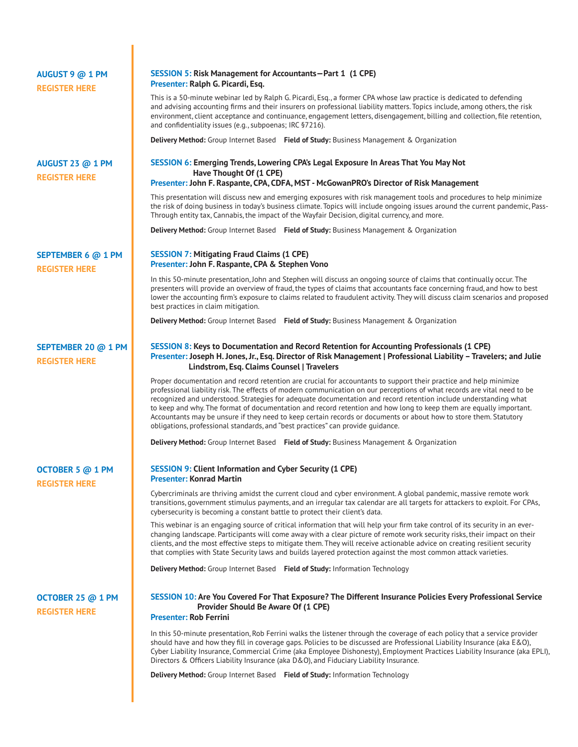**AUGUST 9 @ 1 PM**
**REGISTER HERE**

### SESSION 5: Risk Management for Accountants—Part 1 (1 CPE)
**Presenter: Ralph G. Picardi, Esq.**

This is a 50-minute webinar led by Ralph G. Picardi, Esq., a former CPA whose law practice is dedicated to defending and advising accounting firms and their insurers on professional liability matters. Topics include, among others, the risk environment, client acceptance and continuance, engagement letters, disengagement, billing and collection, file retention, and confidentiality issues (e.g., subpoenas; IRC §7216).

**Delivery Method:** Group Internet Based **Field of Study:** Business Management & Organization

**AUGUST 23 @ 1 PM**
**REGISTER HERE**

### SESSION 6: Emerging Trends, Lowering CPA's Legal Exposure In Areas That You May Not Have Thought Of (1 CPE)
**Presenter: John F. Raspante, CPA, CDFA, MST - McGowanPRO's Director of Risk Management**

This presentation will discuss new and emerging exposures with risk management tools and procedures to help minimize the risk of doing business in today's business climate. Topics will include ongoing issues around the current pandemic, Pass-Through entity tax, Cannabis, the impact of the Wayfair Decision, digital currency, and more.

**Delivery Method:** Group Internet Based **Field of Study:** Business Management & Organization

**SEPTEMBER 6 @ 1 PM**
**REGISTER HERE**

### SESSION 7: Mitigating Fraud Claims (1 CPE)
**Presenter: John F. Raspante, CPA & Stephen Vono**

In this 50-minute presentation, John and Stephen will discuss an ongoing source of claims that continually occur. The presenters will provide an overview of fraud, the types of claims that accountants face concerning fraud, and how to best lower the accounting firm's exposure to claims related to fraudulent activity. They will discuss claim scenarios and proposed best practices in claim mitigation.

**Delivery Method:** Group Internet Based **Field of Study:** Business Management & Organization

**SEPTEMBER 20 @ 1 PM**
**REGISTER HERE**

### SESSION 8: Keys to Documentation and Record Retention for Accounting Professionals (1 CPE)
**Presenter: Joseph H. Jones, Jr., Esq. Director of Risk Management | Professional Liability – Travelers; and Julie Lindstrom, Esq. Claims Counsel | Travelers**

Proper documentation and record retention are crucial for accountants to support their practice and help minimize professional liability risk. The effects of modern communication on our perceptions of what records are vital need to be recognized and understood. Strategies for adequate documentation and record retention include understanding what to keep and why. The format of documentation and record retention and how long to keep them are equally important. Accountants may be unsure if they need to keep certain records or documents or about how to store them. Statutory obligations, professional standards, and "best practices" can provide guidance.

**Delivery Method:** Group Internet Based **Field of Study:** Business Management & Organization

**OCTOBER 5 @ 1 PM**
**REGISTER HERE**

### SESSION 9: Client Information and Cyber Security (1 CPE)
**Presenter: Konrad Martin**

Cybercriminals are thriving amidst the current cloud and cyber environment. A global pandemic, massive remote work transitions, government stimulus payments, and an irregular tax calendar are all targets for attackers to exploit. For CPAs, cybersecurity is becoming a constant battle to protect their client's data.

This webinar is an engaging source of critical information that will help your firm take control of its security in an ever-changing landscape. Participants will come away with a clear picture of remote work security risks, their impact on their clients, and the most effective steps to mitigate them. They will receive actionable advice on creating resilient security that complies with State Security laws and builds layered protection against the most common attack varieties.

**Delivery Method:** Group Internet Based **Field of Study:** Information Technology

**OCTOBER 25 @ 1 PM**
**REGISTER HERE**

### SESSION 10: Are You Covered For That Exposure? The Different Insurance Policies Every Professional Service Provider Should Be Aware Of (1 CPE)
**Presenter: Rob Ferrini**

In this 50-minute presentation, Rob Ferrini walks the listener through the coverage of each policy that a service provider should have and how they fill in coverage gaps. Policies to be discussed are Professional Liability Insurance (aka E&O), Cyber Liability Insurance, Commercial Crime (aka Employee Dishonesty), Employment Practices Liability Insurance (aka EPLI), Directors & Officers Liability Insurance (aka D&O), and Fiduciary Liability Insurance.

**Delivery Method:** Group Internet Based **Field of Study:** Information Technology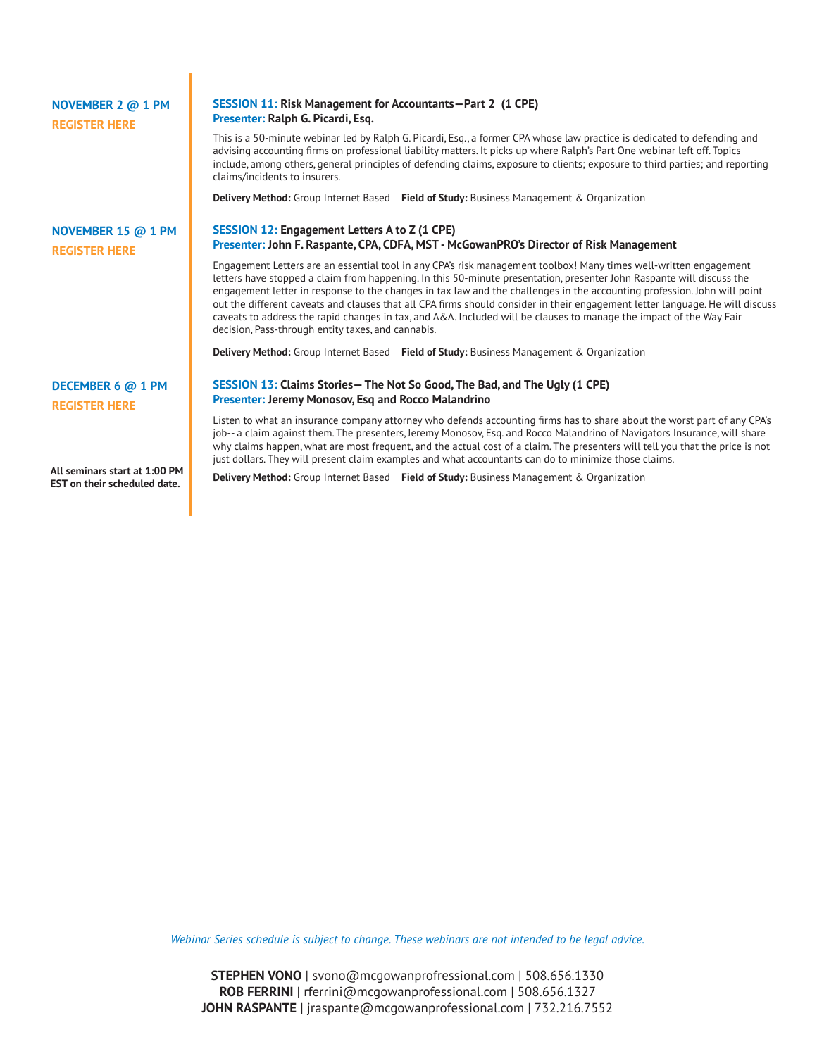**NOVEMBER 2 @ 1 PM**
**REGISTER HERE**

### SESSION 11: Risk Management for Accountants—Part 2 (1 CPE)

**Presenter: Ralph G. Picardi, Esq.**

This is a 50-minute webinar led by Ralph G. Picardi, Esq., a former CPA whose law practice is dedicated to defending and advising accounting firms on professional liability matters. It picks up where Ralph's Part One webinar left off. Topics include, among others, general principles of defending claims, exposure to clients; exposure to third parties; and reporting claims/incidents to insurers.

**Delivery Method:** Group Internet Based **Field of Study:** Business Management & Organization

**NOVEMBER 15 @ 1 PM**
**REGISTER HERE**

### SESSION 12: Engagement Letters A to Z (1 CPE)

**Presenter: John F. Raspante, CPA, CDFA, MST - McGowanPRO's Director of Risk Management**

Engagement Letters are an essential tool in any CPA's risk management toolbox! Many times well-written engagement letters have stopped a claim from happening. In this 50-minute presentation, presenter John Raspante will discuss the engagement letter in response to the changes in tax law and the challenges in the accounting profession. John will point out the different caveats and clauses that all CPA firms should consider in their engagement letter language. He will discuss caveats to address the rapid changes in tax, and A&A. Included will be clauses to manage the impact of the Way Fair decision, Pass-through entity taxes, and cannabis.

**Delivery Method:** Group Internet Based **Field of Study:** Business Management & Organization

**DECEMBER 6 @ 1 PM**
**REGISTER HERE**

### SESSION 13: Claims Stories— The Not So Good, The Bad, and The Ugly (1 CPE)

**Presenter: Jeremy Monosov, Esq and Rocco Malandrino**

Listen to what an insurance company attorney who defends accounting firms has to share about the worst part of any CPA's job-- a claim against them. The presenters, Jeremy Monosov, Esq. and Rocco Malandrino of Navigators Insurance, will share why claims happen, what are most frequent, and the actual cost of a claim. The presenters will tell you that the price is not just dollars. They will present claim examples and what accountants can do to minimize those claims.

**Delivery Method:** Group Internet Based **Field of Study:** Business Management & Organization

**All seminars start at 1:00 PM EST on their scheduled date.**

*Webinar Series schedule is subject to change. These webinars are not intended to be legal advice.*

**STEPHEN VONO** | svono@mcgowanprofressional.com | 508.656.1330
**ROB FERRINI** | rferrini@mcgowanprofessional.com | 508.656.1327
**JOHN RASPANTE** | jraspante@mcgowanprofessional.com | 732.216.7552